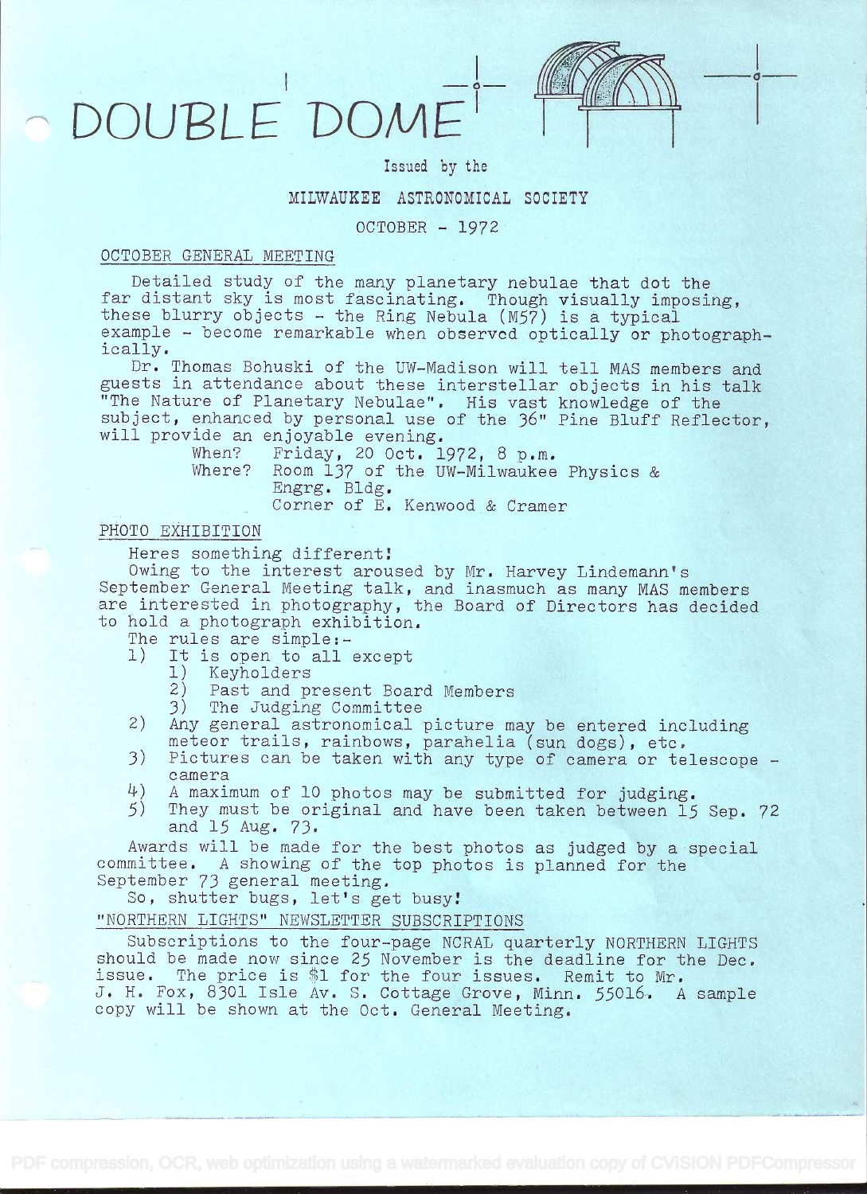# DOUBLE DOME

Issued by the

MILWAUKEE ASTRONOMICAL SOCIETY

OCTOBER - 1972

## OCTOBER GENERAL MEETING

Detailed study of the many planetary nebulae that dot the far distant sky is most fascinating. Though visually imposing, these blurry objects - the Ring Nebula (M57) is a typical example - become remarkable when observed optically or photographically.

Dr. Thomas Bohuski of the UW-Madison will tell MAS members and guests in attendance about these interstellar objects in his talk "The Nature of Planetary Nebulae". His vast knowledge of the subject, enhanced by personal use of the 36" Pine Bluff Reflector, will provide an enjoyable evening.

When? Friday, 20 Oct. 1972, 8 p.m.
Where? Room 137 of the UW-Milwaukee Physics & Engrg. Bldg.
Corner of E. Kenwood & Cramer

## PHOTO EXHIBITION

Heres something different!

Owing to the interest aroused by Mr. Harvey Lindemann's September General Meeting talk, and inasmuch as many MAS members are interested in photography, the Board of Directors has decided to hold a photograph exhibition.

The rules are simple:-

1) It is open to all except
   1) Keyholders
   2) Past and present Board Members
   3) The Judging Committee
2) Any general astronomical picture may be entered including meteor trails, rainbows, parahelia (sun dogs), etc.
3) Pictures can be taken with any type of camera or telescope - camera
4) A maximum of 10 photos may be submitted for judging.
5) They must be original and have been taken between 15 Sep. 72 and 15 Aug. 73.

Awards will be made for the best photos as judged by a special committee. A showing of the top photos is planned for the September 73 general meeting.

So, shutter bugs, let's get busy!

## "NORTHERN LIGHTS" NEWSLETTER SUBSCRIPTIONS

Subscriptions to the four-page NCRAL quarterly NORTHERN LIGHTS should be made now since 25 November is the deadline for the Dec. issue. The price is $1 for the four issues. Remit to Mr. J. H. Fox, 8301 Isle Av. S. Cottage Grove, Minn. 55016. A sample copy will be shown at the Oct. General Meeting.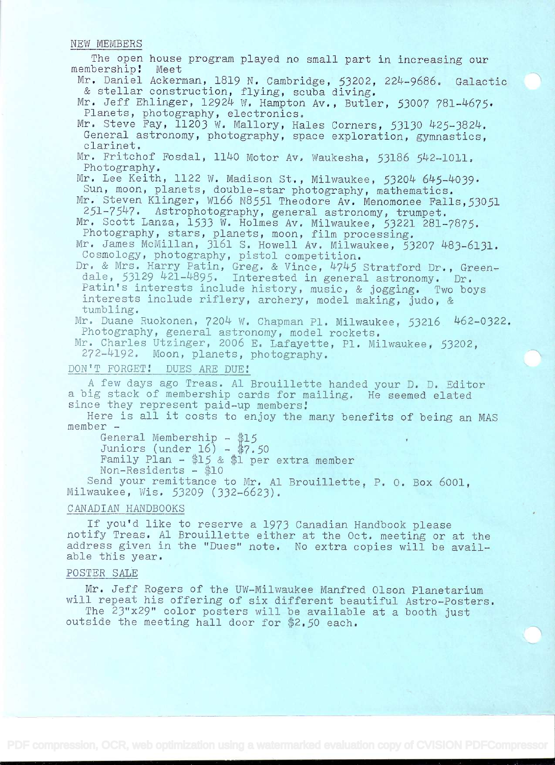## NEW MEMBERS

The open house program played no small part in increasing our membership! Meet

Mr. Daniel Ackerman, 1819 N. Cambridge, 53202, 224-9686. Galactic & stellar construction, flying, scuba diving.

Mr. Jeff Ehlinger, 12924 W. Hampton Av., Butler, 53007 781-4675. Planets, photography, electronics.

Mr. Steve Fay, 11203 W. Mallory, Hales Corners, 53130 425-3824. General astronomy, photography, space exploration, gymnastics, clarinet.

Mr. Fritchof Fosdal, 1140 Motor Av. Waukesha, 53186 542-1011. Photography.

Mr. Lee Keith, 1122 W. Madison St., Milwaukee, 53204 645-4039. Sun, moon, planets, double-star photography, mathematics.

Mr. Steven Klinger, W166 N8551 Theodore Av. Menomonee Falls, 53051 251-7547. Astrophotography, general astronomy, trumpet.

Mr. Scott Lanza, 1533 W. Holmes Av. Milwaukee, 53221 281-7875. Photography, stars, planets, moon, film processing.

Mr. James McMillan, 3161 S. Howell Av. Milwaukee, 53207 483-6131. Cosmology, photography, pistol competition.

Dr. & Mrs. Harry Patin, Greg. & Vince, 4745 Stratford Dr., Greendale, 53129 421-4895. Interested in general astronomy. Dr. Patin's interests include history, music, & jogging. Two boys interests include riflery, archery, model making, judo, & tumbling.

Mr. Duane Ruokonen, 7204 W. Chapman Pl. Milwaukee, 53216 462-0322. Photography, general astronomy, model rockets.

Mr. Charles Utzinger, 2006 E. Lafayette, Pl. Milwaukee, 53202, 272-4192. Moon, planets, photography.

## DON'T FORGET! DUES ARE DUE!

A few days ago Treas. Al Brouillette handed your D. D. Editor a big stack of membership cards for mailing. He seemed elated since they represent paid-up members!

Here is all it costs to enjoy the many benefits of being an MAS member -

General Membership - $15
Juniors (under 16) - $7.50
Family Plan - $15 & $1 per extra member
Non-Residents - $10

Send your remittance to Mr. Al Brouillette, P. O. Box 6001, Milwaukee, Wis. 53209 (332-6623).

## CANADIAN HANDBOOKS

If you'd like to reserve a 1973 Canadian Handbook please notify Treas. Al Brouillette either at the Oct. meeting or at the address given in the "Dues" note. No extra copies will be available this year.

## POSTER SALE

Mr. Jeff Rogers of the UW-Milwaukee Manfred Olson Planetarium will repeat his offering of six different beautiful Astro-Posters. The 23"x29" color posters will be available at a booth just outside the meeting hall door for $2.50 each.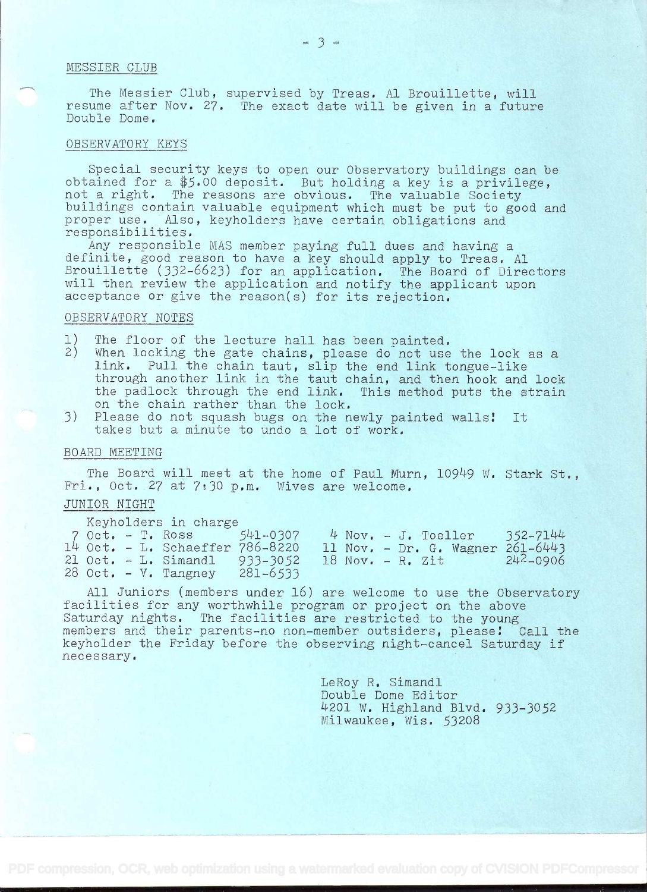## MESSIER CLUB

The Messier Club, supervised by Treas. Al Brouillette, will resume after Nov. 27. The exact date will be given in a future Double Dome.

## OBSERVATORY KEYS

Special security keys to open our Observatory buildings can be obtained for a $5.00 deposit. But holding a key is a privilege, not a right. The reasons are obvious. The valuable Society buildings contain valuable equipment which must be put to good and proper use. Also, keyholders have certain obligations and responsibilities.

Any responsible MAS member paying full dues and having a definite, good reason to have a key should apply to Treas. Al Brouillette (332-6623) for an application. The Board of Directors will then review the application and notify the applicant upon acceptance or give the reason(s) for its rejection.

## OBSERVATORY NOTES

1) The floor of the lecture hall has been painted.
2) When locking the gate chains, please do not use the lock as a link. Pull the chain taut, slip the end link tongue-like through another link in the taut chain, and then hook and lock the padlock through the end link. This method puts the strain on the chain rather than the lock.
3) Please do not squash bugs on the newly painted walls! It takes but a minute to undo a lot of work.

## BOARD MEETING

The Board will meet at the home of Paul Murn, 10949 W. Stark St., Fri., Oct. 27 at 7:30 p.m. Wives are welcome.

## JUNIOR NIGHT

Keyholders in charge

| | | | |
|---|---|---|---|
| 7 Oct. - T. Ross | 541-0307 | 4 Nov. - J. Toeller | 352-7144 |
| 14 Oct. - L. Schaeffer | 786-8220 | 11 Nov. - Dr. G. Wagner | 261-6443 |
| 21 Oct. - L. Simandl | 933-3052 | 18 Nov. - R. Zit | 242-0906 |
| 28 Oct. - V. Tangney | 281-6533 | | |

All Juniors (members under 16) are welcome to use the Observatory facilities for any worthwhile program or project on the above Saturday nights. The facilities are restricted to the young members and their parents-no non-member outsiders, please! Call the keyholder the Friday before the observing night-cancel Saturday if necessary.

LeRoy R. Simandl
Double Dome Editor
4201 W. Highland Blvd. 933-3052
Milwaukee, Wis. 53208